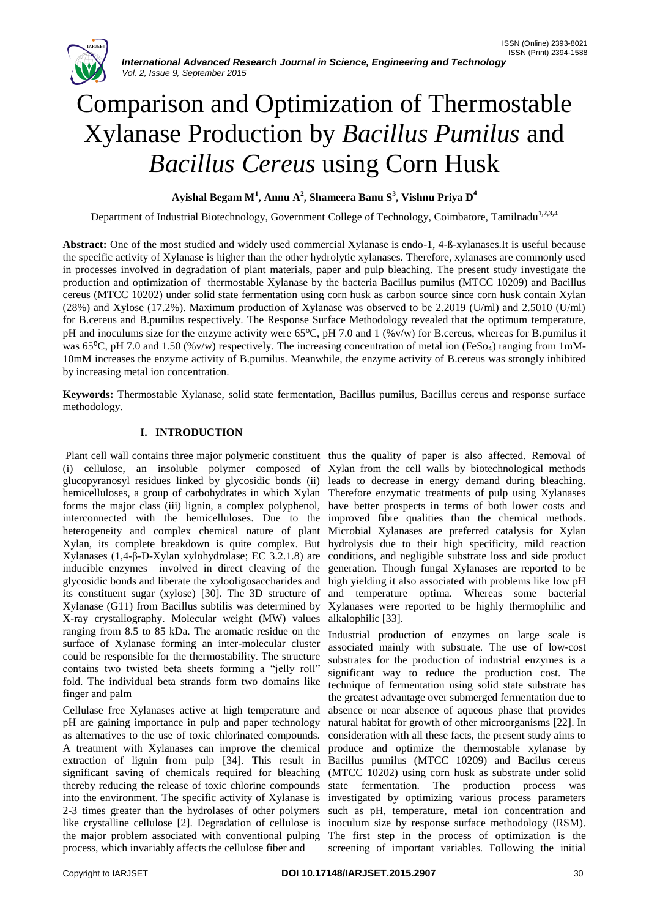# Comparison and Optimization of Thermostable Xylanase Production by *Bacillus Pumilus* and *Bacillus Cereus* using Corn Husk

**Ayishal Begam M[1], Annu A[2], Shameera Banu S[3], Vishnu Priya D[4]**

Department of Industrial Biotechnology, Government College of Technology, Coimbatore, Tamilnadu[1,2,3,4]

**Abstract:** One of the most studied and widely used commercial Xylanase is endo-1, 4-ß-xylanases.It is useful because the specific activity of Xylanase is higher than the other hydrolytic xylanases. Therefore, xylanases are commonly used in processes involved in degradation of plant materials, paper and pulp bleaching. The present study investigate the production and optimization of thermostable Xylanase by the bacteria Bacillus pumilus (MTCC 10209) and Bacillus cereus (MTCC 10202) under solid state fermentation using corn husk as carbon source since corn husk contain Xylan (28%) and Xylose (17.2%). Maximum production of Xylanase was observed to be 2.2019 (U/ml) and 2.5010 (U/ml) for B.cereus and B.pumilus respectively. The Response Surface Methodology revealed that the optimum temperature, pH and inoculums size for the enzyme activity were 65⁰C, pH 7.0 and 1 (%v/w) for B.cereus, whereas for B.pumilus it was 65⁰C, pH 7.0 and 1.50 (%v/w) respectively. The increasing concentration of metal ion ($FeSo_4$) ranging from 1mM-10mM increases the enzyme activity of B.pumilus. Meanwhile, the enzyme activity of B.cereus was strongly inhibited by increasing metal ion concentration.

**Keywords:** Thermostable Xylanase, solid state fermentation, Bacillus pumilus, Bacillus cereus and response surface methodology.

## I. INTRODUCTION

Plant cell wall contains three major polymeric constituent (i) cellulose, an insoluble polymer composed of glucopyranosyl residues linked by glycosidic bonds (ii) hemicelluloses, a group of carbohydrates in which Xylan forms the major class (iii) lignin, a complex polyphenol, interconnected with the hemicelluloses. Due to the heterogeneity and complex chemical nature of plant Xylan, its complete breakdown is quite complex. But Xylanases (1,4-β-D-Xylan xylohydrolase; EC 3.2.1.8) are inducible enzymes involved in direct cleaving of the glycosidic bonds and liberate the xylooligosaccharides and its constituent sugar (xylose) [30]. The 3D structure of Xylanase (G11) from Bacillus subtilis was determined by X-ray crystallography. Molecular weight (MW) values ranging from 8.5 to 85 kDa. The aromatic residue on the surface of Xylanase forming an inter-molecular cluster could be responsible for the thermostability. The structure contains two twisted beta sheets forming a "jelly roll" fold. The individual beta strands form two domains like finger and palm

Cellulase free Xylanases active at high temperature and pH are gaining importance in pulp and paper technology as alternatives to the use of toxic chlorinated compounds. A treatment with Xylanases can improve the chemical extraction of lignin from pulp [34]. This result in significant saving of chemicals required for bleaching thereby reducing the release of toxic chlorine compounds into the environment. The specific activity of Xylanase is 2-3 times greater than the hydrolases of other polymers like crystalline cellulose [2]. Degradation of cellulose is the major problem associated with conventional pulping process, which invariably affects the cellulose fiber and thus the quality of paper is also affected. Removal of Xylan from the cell walls by biotechnological methods leads to decrease in energy demand during bleaching. Therefore enzymatic treatments of pulp using Xylanases have better prospects in terms of both lower costs and improved fibre qualities than the chemical methods. Microbial Xylanases are preferred catalysis for Xylan hydrolysis due to their high specificity, mild reaction conditions, and negligible substrate loss and side product generation. Though fungal Xylanases are reported to be high yielding it also associated with problems like low pH and temperature optima. Whereas some bacterial Xylanases were reported to be highly thermophilic and alkalophilic [33].

Industrial production of enzymes on large scale is associated mainly with substrate. The use of low-cost substrates for the production of industrial enzymes is a significant way to reduce the production cost. The technique of fermentation using solid state substrate has the greatest advantage over submerged fermentation due to absence or near absence of aqueous phase that provides natural habitat for growth of other microorganisms [22]. In consideration with all these facts, the present study aims to produce and optimize the thermostable xylanase by Bacillus pumilus (MTCC 10209) and Bacilus cereus (MTCC 10202) using corn husk as substrate under solid state fermentation. The production process was investigated by optimizing various process parameters such as pH, temperature, metal ion concentration and inoculum size by response surface methodology (RSM). The first step in the process of optimization is the screening of important variables. Following the initial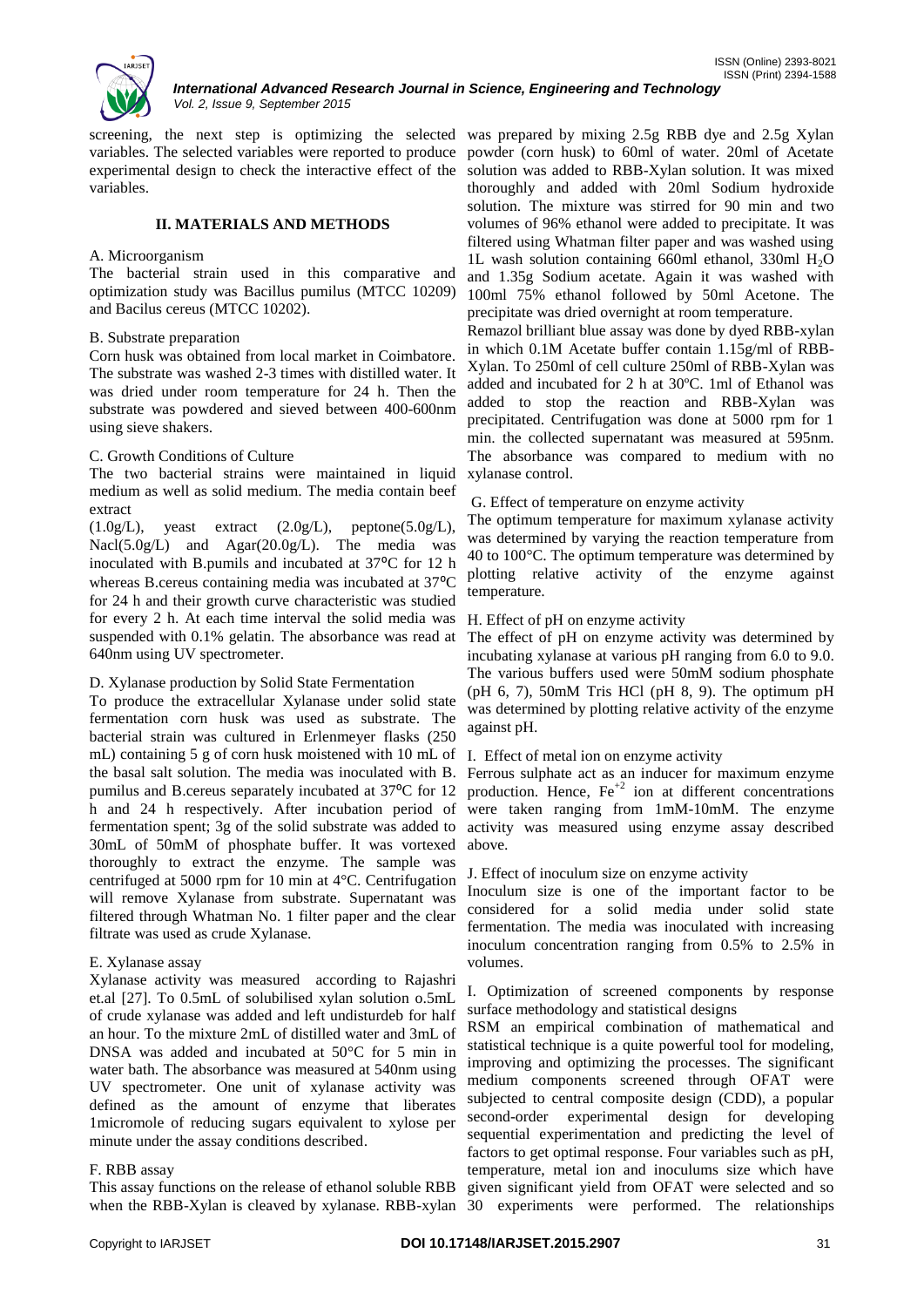screening, the next step is optimizing the selected variables. The selected variables were reported to produce experimental design to check the interactive effect of the variables.

## II. MATERIALS AND METHODS

### A. Microorganism

The bacterial strain used in this comparative and optimization study was Bacillus pumilus (MTCC 10209) and Bacilus cereus (MTCC 10202).

### B. Substrate preparation

Corn husk was obtained from local market in Coimbatore. The substrate was washed 2-3 times with distilled water. It was dried under room temperature for 24 h. Then the substrate was powdered and sieved between 400-600nm using sieve shakers.

### C. Growth Conditions of Culture

The two bacterial strains were maintained in liquid medium as well as solid medium. The media contain beef extract (1.0g/L), yeast extract (2.0g/L), peptone(5.0g/L), Nacl(5.0g/L) and Agar(20.0g/L). The media was inoculated with B.pumils and incubated at 37⁰C for 12 h whereas B.cereus containing media was incubated at 37⁰C for 24 h and their growth curve characteristic was studied for every 2 h. At each time interval the solid media was suspended with 0.1% gelatin. The absorbance was read at 640nm using UV spectrometer.

### D. Xylanase production by Solid State Fermentation

To produce the extracellular Xylanase under solid state fermentation corn husk was used as substrate. The bacterial strain was cultured in Erlenmeyer flasks (250 mL) containing 5 g of corn husk moistened with 10 mL of the basal salt solution. The media was inoculated with B. pumilus and B.cereus separately incubated at 37⁰C for 12 h and 24 h respectively. After incubation period of fermentation spent; 3g of the solid substrate was added to 30mL of 50mM of phosphate buffer. It was vortexed thoroughly to extract the enzyme. The sample was centrifuged at 5000 rpm for 10 min at 4°C. Centrifugation will remove Xylanase from substrate. Supernatant was filtered through Whatman No. 1 filter paper and the clear filtrate was used as crude Xylanase.

### E. Xylanase assay

Xylanase activity was measured according to Rajashri et.al [27]. To 0.5mL of solubilised xylan solution o.5mL of crude xylanase was added and left undisturdeb for half an hour. To the mixture 2mL of distilled water and 3mL of DNSA was added and incubated at 50°C for 5 min in water bath. The absorbance was measured at 540nm using UV spectrometer. One unit of xylanase activity was defined as the amount of enzyme that liberates 1micromole of reducing sugars equivalent to xylose per minute under the assay conditions described.

### F. RBB assay

This assay functions on the release of ethanol soluble RBB when the RBB-Xylan is cleaved by xylanase. RBB-xylan was prepared by mixing 2.5g RBB dye and 2.5g Xylan powder (corn husk) to 60ml of water. 20ml of Acetate solution was added to RBB-Xylan solution. It was mixed thoroughly and added with 20ml Sodium hydroxide solution. The mixture was stirred for 90 min and two volumes of 96% ethanol were added to precipitate. It was filtered using Whatman filter paper and was washed using 1L wash solution containing 660ml ethanol, 330ml $H_2O$ and 1.35g Sodium acetate. Again it was washed with 100ml 75% ethanol followed by 50ml Acetone. The precipitate was dried overnight at room temperature.

Remazol brilliant blue assay was done by dyed RBB-xylan in which 0.1M Acetate buffer contain 1.15g/ml of RBB-Xylan. To 250ml of cell culture 250ml of RBB-Xylan was added and incubated for 2 h at 30ºC. 1ml of Ethanol was added to stop the reaction and RBB-Xylan was precipitated. Centrifugation was done at 5000 rpm for 1 min. the collected supernatant was measured at 595nm. The absorbance was compared to medium with no xylanase control.

### G. Effect of temperature on enzyme activity

The optimum temperature for maximum xylanase activity was determined by varying the reaction temperature from 40 to 100°C. The optimum temperature was determined by plotting relative activity of the enzyme against temperature.

### H. Effect of pH on enzyme activity

The effect of pH on enzyme activity was determined by incubating xylanase at various pH ranging from 6.0 to 9.0. The various buffers used were 50mM sodium phosphate (pH 6, 7), 50mM Tris HCl (pH 8, 9). The optimum pH was determined by plotting relative activity of the enzyme against pH.

### I. Effect of metal ion on enzyme activity

Ferrous sulphate act as an inducer for maximum enzyme production. Hence, $Fe^{+2}$ ion at different concentrations were taken ranging from 1mM-10mM. The enzyme activity was measured using enzyme assay described above.

### J. Effect of inoculum size on enzyme activity

Inoculum size is one of the important factor to be considered for a solid media under solid state fermentation. The media was inoculated with increasing inoculum concentration ranging from 0.5% to 2.5% in volumes.

### I. Optimization of screened components by response surface methodology and statistical designs

RSM an empirical combination of mathematical and statistical technique is a quite powerful tool for modeling, improving and optimizing the processes. The significant medium components screened through OFAT were subjected to central composite design (CDD), a popular second-order experimental design for developing sequential experimentation and predicting the level of factors to get optimal response. Four variables such as pH, temperature, metal ion and inoculums size which have given significant yield from OFAT were selected and so 30 experiments were performed. The relationships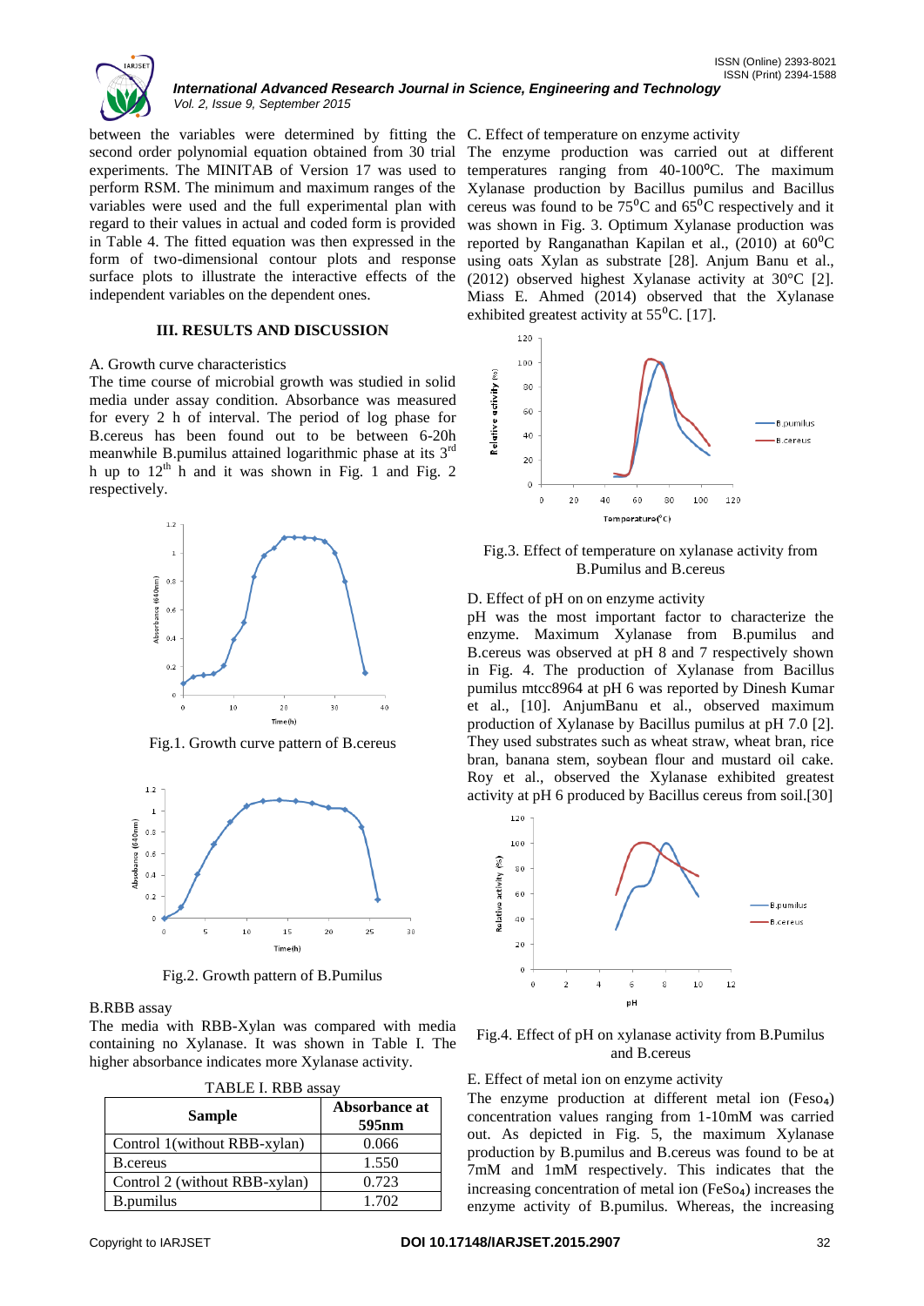between the variables were determined by fitting the second order polynomial equation obtained from 30 trial experiments. The MINITAB of Version 17 was used to perform RSM. The minimum and maximum ranges of the variables were used and the full experimental plan with regard to their values in actual and coded form is provided in Table 4. The fitted equation was then expressed in the form of two-dimensional contour plots and response surface plots to illustrate the interactive effects of the independent variables on the dependent ones.

## III. RESULTS AND DISCUSSION

A. Growth curve characteristics

The time course of microbial growth was studied in solid media under assay condition. Absorbance was measured for every 2 h of interval. The period of log phase for B.cereus has been found out to be between 6-20h meanwhile B.pumilus attained logarithmic phase at its 3$^{rd}$ h up to 12$^{th}$ h and it was shown in Fig. 1 and Fig. 2 respectively.

Fig.1. Growth curve pattern of B.cereus

Fig.2. Growth pattern of B.Pumilus

B.RBB assay

The media with RBB-Xylan was compared with media containing no Xylanase. It was shown in Table I. The higher absorbance indicates more Xylanase activity.

TABLE I. RBB assay

| Sample | Absorbance at 595nm |
|---|---|
| Control 1(without RBB-xylan) | 0.066 |
| B.cereus | 1.550 |
| Control 2 (without RBB-xylan) | 0.723 |
| B.pumilus | 1.702 |

C. Effect of temperature on enzyme activity

The enzyme production was carried out at different temperatures ranging from 40-100°C. The maximum Xylanase production by Bacillus pumilus and Bacillus cereus was found to be 75$^0$C and 65$^0$C respectively and it was shown in Fig. 3. Optimum Xylanase production was reported by Ranganathan Kapilan et al., (2010) at 60$^0$C using oats Xylan as substrate [28]. Anjum Banu et al., (2012) observed highest Xylanase activity at 30°C [2]. Miass E. Ahmed (2014) observed that the Xylanase exhibited greatest activity at 55$^0$C. [17].

Fig.3. Effect of temperature on xylanase activity from B.Pumilus and B.cereus

D. Effect of pH on on enzyme activity

pH was the most important factor to characterize the enzyme. Maximum Xylanase from B.pumilus and B.cereus was observed at pH 8 and 7 respectively shown in Fig. 4. The production of Xylanase from Bacillus pumilus mtcc8964 at pH 6 was reported by Dinesh Kumar et al., [10]. AnjumBanu et al., observed maximum production of Xylanase by Bacillus pumilus at pH 7.0 [2]. They used substrates such as wheat straw, wheat bran, rice bran, banana stem, soybean flour and mustard oil cake. Roy et al., observed the Xylanase exhibited greatest activity at pH 6 produced by Bacillus cereus from soil.[30]

Fig.4. Effect of pH on xylanase activity from B.Pumilus and B.cereus

E. Effect of metal ion on enzyme activity

The enzyme production at different metal ion ($FeSo_4$) concentration values ranging from 1-10mM was carried out. As depicted in Fig. 5, the maximum Xylanase production by B.pumilus and B.cereus was found to be at 7mM and 1mM respectively. This indicates that the increasing concentration of metal ion ($FeSo_4$) increases the enzyme activity of B.pumilus. Whereas, the increasing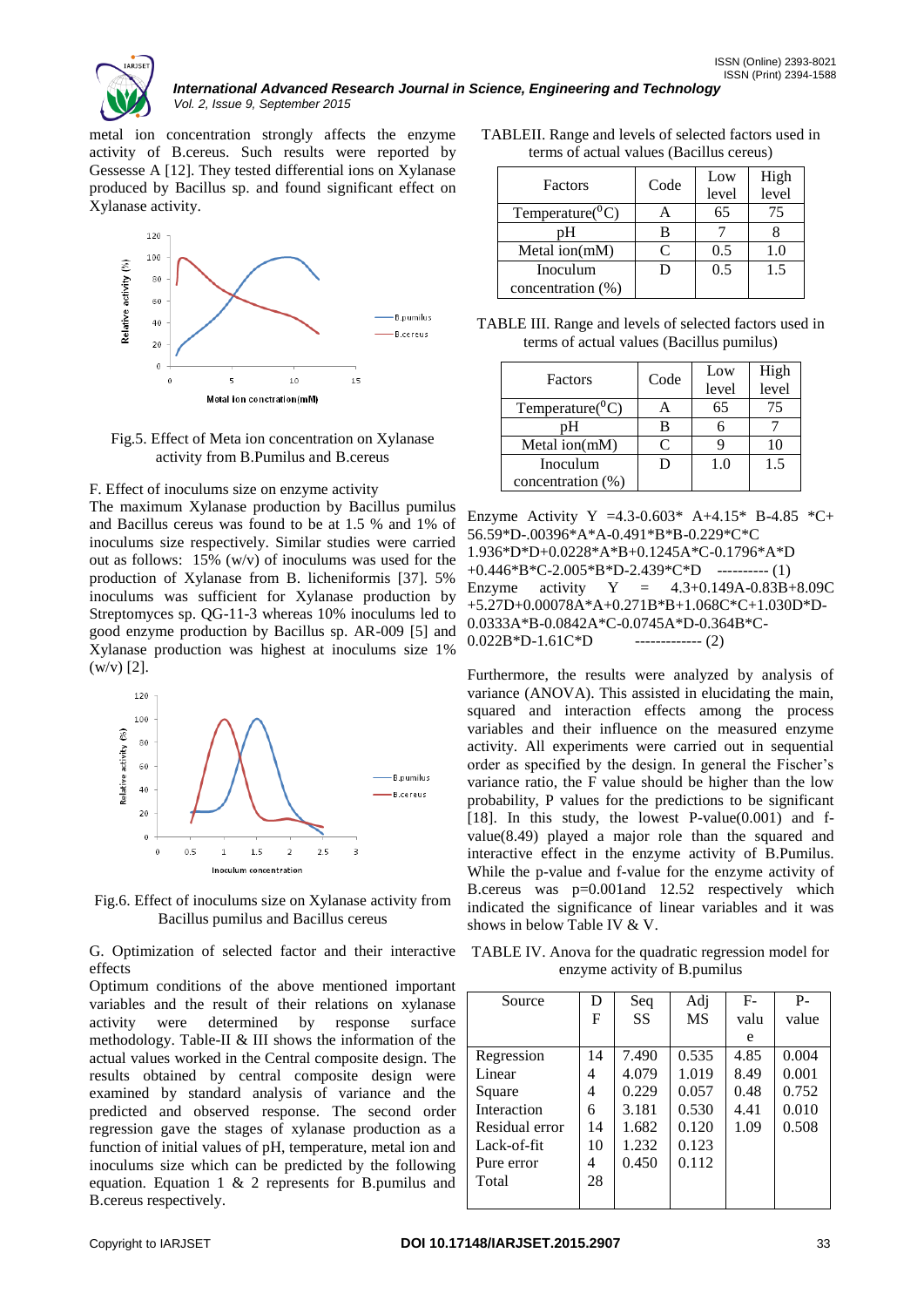metal ion concentration strongly affects the enzyme activity of B.cereus. Such results were reported by Gessesse A [12]. They tested differential ions on Xylanase produced by Bacillus sp. and found significant effect on Xylanase activity.

Fig.5. Effect of Meta ion concentration on Xylanase activity from B.Pumilus and B.cereus

F. Effect of inoculums size on enzyme activity

The maximum Xylanase production by Bacillus pumilus and Bacillus cereus was found to be at 1.5 % and 1% of inoculums size respectively. Similar studies were carried out as follows: 15% (w/v) of inoculums was used for the production of Xylanase from B. licheniformis [37]. 5% inoculums was sufficient for Xylanase production by Streptomyces sp. QG-11-3 whereas 10% inoculums led to good enzyme production by Bacillus sp. AR-009 [5] and Xylanase production was highest at inoculums size 1% (w/v) [2].

Fig.6. Effect of inoculums size on Xylanase activity from Bacillus pumilus and Bacillus cereus

G. Optimization of selected factor and their interactive effects

Optimum conditions of the above mentioned important variables and the result of their relations on xylanase activity were determined by response surface methodology. Table-II & III shows the information of the actual values worked in the Central composite design. The results obtained by central composite design were examined by standard analysis of variance and the predicted and observed response. The second order regression gave the stages of xylanase production as a function of initial values of pH, temperature, metal ion and inoculums size which can be predicted by the following equation. Equation 1 & 2 represents for B.pumilus and B.cereus respectively.

TABLEII. Range and levels of selected factors used in terms of actual values (Bacillus cereus)

| Factors | Code | Low level | High level |
|---|---|---|---|
| Temperature($^0$C) | A | 65 | 75 |
| pH | B | 7 | 8 |
| Metal ion(mM) | C | 0.5 | 1.0 |
| Inoculum concentration (%) | D | 0.5 | 1.5 |

TABLE III. Range and levels of selected factors used in terms of actual values (Bacillus pumilus)

| Factors | Code | Low level | High level |
|---|---|---|---|
| Temperature($^0$C) | A | 65 | 75 |
| pH | B | 6 | 7 |
| Metal ion(mM) | C | 9 | 10 |
| Inoculum concentration (%) | D | 1.0 | 1.5 |

Enzyme Activity Y =4.3-0.603* A+4.15* B-4.85 *C+ 56.59*D-.00396*A*A-0.491*B*B-0.229*C*C 1.936*D*D+0.0228*A*B+0.1245A*C-0.1796*A*D +0.446*B*C-2.005*B*D-2.439*C*D ---------- (1)

Enzyme activity Y = 4.3+0.149A-0.83B+8.09C +5.27D+0.00078A*A+0.271B*B+1.068C*C+1.030D*D-0.0333A*B-0.0842A*C-0.0745A*D-0.364B*C-0.022B*D-1.61C*D ------------- (2)

Furthermore, the results were analyzed by analysis of variance (ANOVA). This assisted in elucidating the main, squared and interaction effects among the process variables and their influence on the measured enzyme activity. All experiments were carried out in sequential order as specified by the design. In general the Fischer's variance ratio, the F value should be higher than the low probability, P values for the predictions to be significant [18]. In this study, the lowest P-value(0.001) and f-value(8.49) played a major role than the squared and interactive effect in the enzyme activity of B.Pumilus. While the p-value and f-value for the enzyme activity of B.cereus was p=0.001and 12.52 respectively which indicated the significance of linear variables and it was shows in below Table IV & V.

TABLE IV. Anova for the quadratic regression model for enzyme activity of B.pumilus

| Source | DF | Seq SS | Adj MS | F-value | P-value |
|---|---|---|---|---|---|
| Regression | 14 | 7.490 | 0.535 | 4.85 | 0.004 |
| Linear | 4 | 4.079 | 1.019 | 8.49 | 0.001 |
| Square | 4 | 0.229 | 0.057 | 0.48 | 0.752 |
| Interaction | 6 | 3.181 | 0.530 | 4.41 | 0.010 |
| Residual error | 14 | 1.682 | 0.120 | 1.09 | 0.508 |
| Lack-of-fit | 10 | 1.232 | 0.123 | | |
| Pure error | 4 | 0.450 | 0.112 | | |
| Total | 28 | | | | |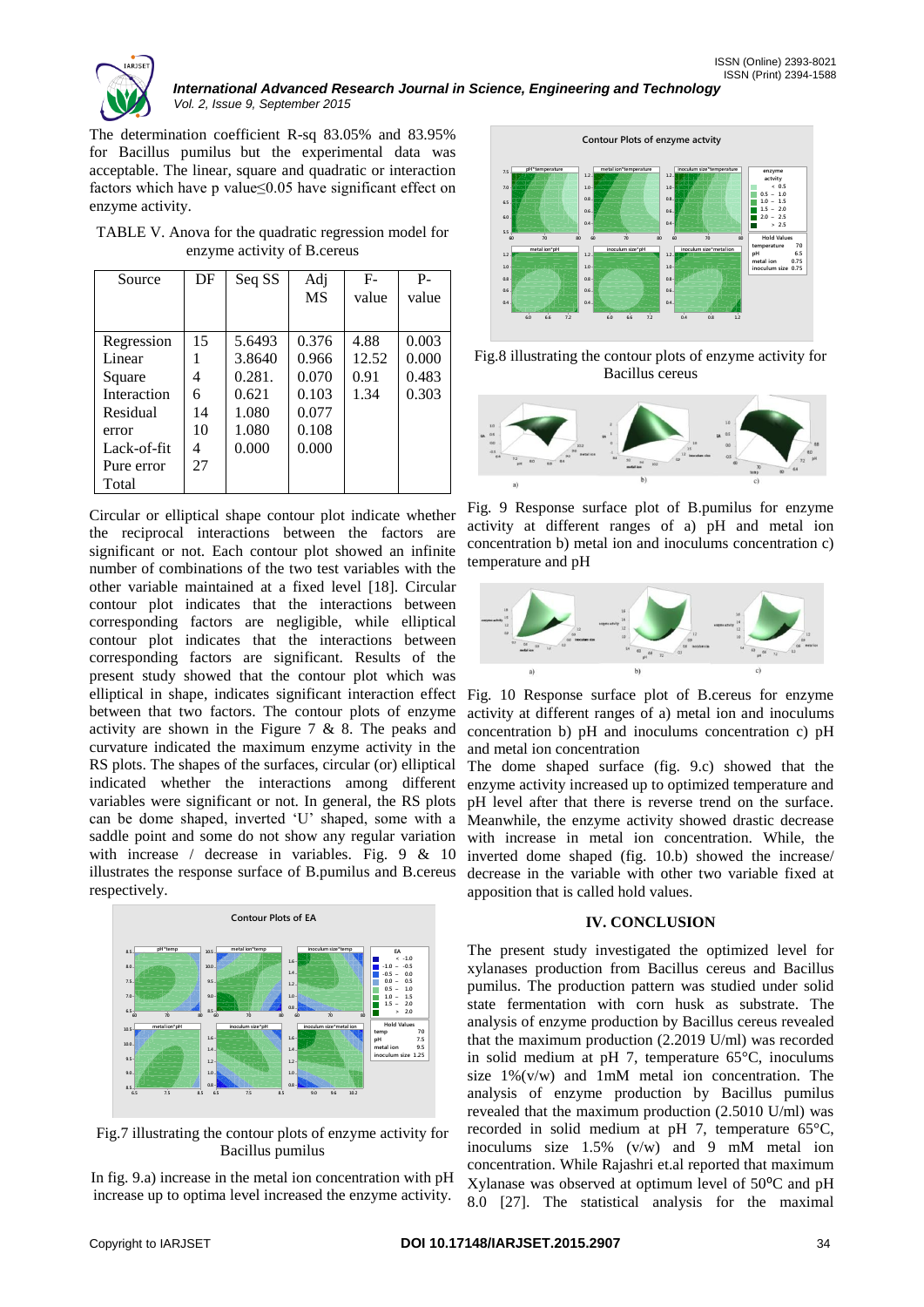The determination coefficient R-sq 83.05% and 83.95% for Bacillus pumilus but the experimental data was acceptable. The linear, square and quadratic or interaction factors which have p value≤0.05 have significant effect on enzyme activity.

TABLE V. Anova for the quadratic regression model for enzyme activity of B.cereus

| Source | DF | Seq SS | Adj MS | F-value | P-value |
|---|---|---|---|---|---|
| Regression | 15 | 5.6493 | 0.376 | 4.88 | 0.003 |
| Linear | 1 | 3.8640 | 0.966 | 12.52 | 0.000 |
| Square | 4 | 0.281. | 0.070 | 0.91 | 0.483 |
| Interaction | 6 | 0.621 | 0.103 | 1.34 | 0.303 |
| Residual error | 14 | 1.080 | 0.077 | | |
| Lack-of-fit | 10 | 1.080 | 0.108 | | |
| Pure error | 4 | 0.000 | 0.000 | | |
| Total | 27 | | | | |

Circular or elliptical shape contour plot indicate whether the reciprocal interactions between the factors are significant or not. Each contour plot showed an infinite number of combinations of the two test variables with the other variable maintained at a fixed level [18]. Circular contour plot indicates that the interactions between corresponding factors are negligible, while elliptical contour plot indicates that the interactions between corresponding factors are significant. Results of the present study showed that the contour plot which was elliptical in shape, indicates significant interaction effect between that two factors. The contour plots of enzyme activity are shown in the Figure 7 & 8. The peaks and curvature indicated the maximum enzyme activity in the RS plots. The shapes of the surfaces, circular (or) elliptical indicated whether the interactions among different variables were significant or not. In general, the RS plots can be dome shaped, inverted 'U' shaped, some with a saddle point and some do not show any regular variation with increase / decrease in variables. Fig. 9 & 10 illustrates the response surface of B.pumilus and B.cereus respectively.

Fig.7 illustrating the contour plots of enzyme activity for Bacillus pumilus

In fig. 9.a) increase in the metal ion concentration with pH increase up to optima level increased the enzyme activity.

Fig.8 illustrating the contour plots of enzyme activity for Bacillus cereus

Fig. 9 Response surface plot of B.pumilus for enzyme activity at different ranges of a) pH and metal ion concentration b) metal ion and inoculums concentration c) temperature and pH

Fig. 10 Response surface plot of B.cereus for enzyme activity at different ranges of a) metal ion and inoculums concentration b) pH and inoculums concentration c) pH and metal ion concentration

The dome shaped surface (fig. 9.c) showed that the enzyme activity increased up to optimized temperature and pH level after that there is reverse trend on the surface. Meanwhile, the enzyme activity showed drastic decrease with increase in metal ion concentration. While, the inverted dome shaped (fig. 10.b) showed the increase/ decrease in the variable with other two variable fixed at apposition that is called hold values.

## IV. CONCLUSION

The present study investigated the optimized level for xylanases production from Bacillus cereus and Bacillus pumilus. The production pattern was studied under solid state fermentation with corn husk as substrate. The analysis of enzyme production by Bacillus cereus revealed that the maximum production (2.2019 U/ml) was recorded in solid medium at pH 7, temperature 65°C, inoculums size 1%(v/w) and 1mM metal ion concentration. The analysis of enzyme production by Bacillus pumilus revealed that the maximum production (2.5010 U/ml) was recorded in solid medium at pH 7, temperature 65°C, inoculums size 1.5% (v/w) and 9 mM metal ion concentration. While Rajashri et.al reported that maximum Xylanase was observed at optimum level of 50°C and pH 8.0 [27]. The statistical analysis for the maximal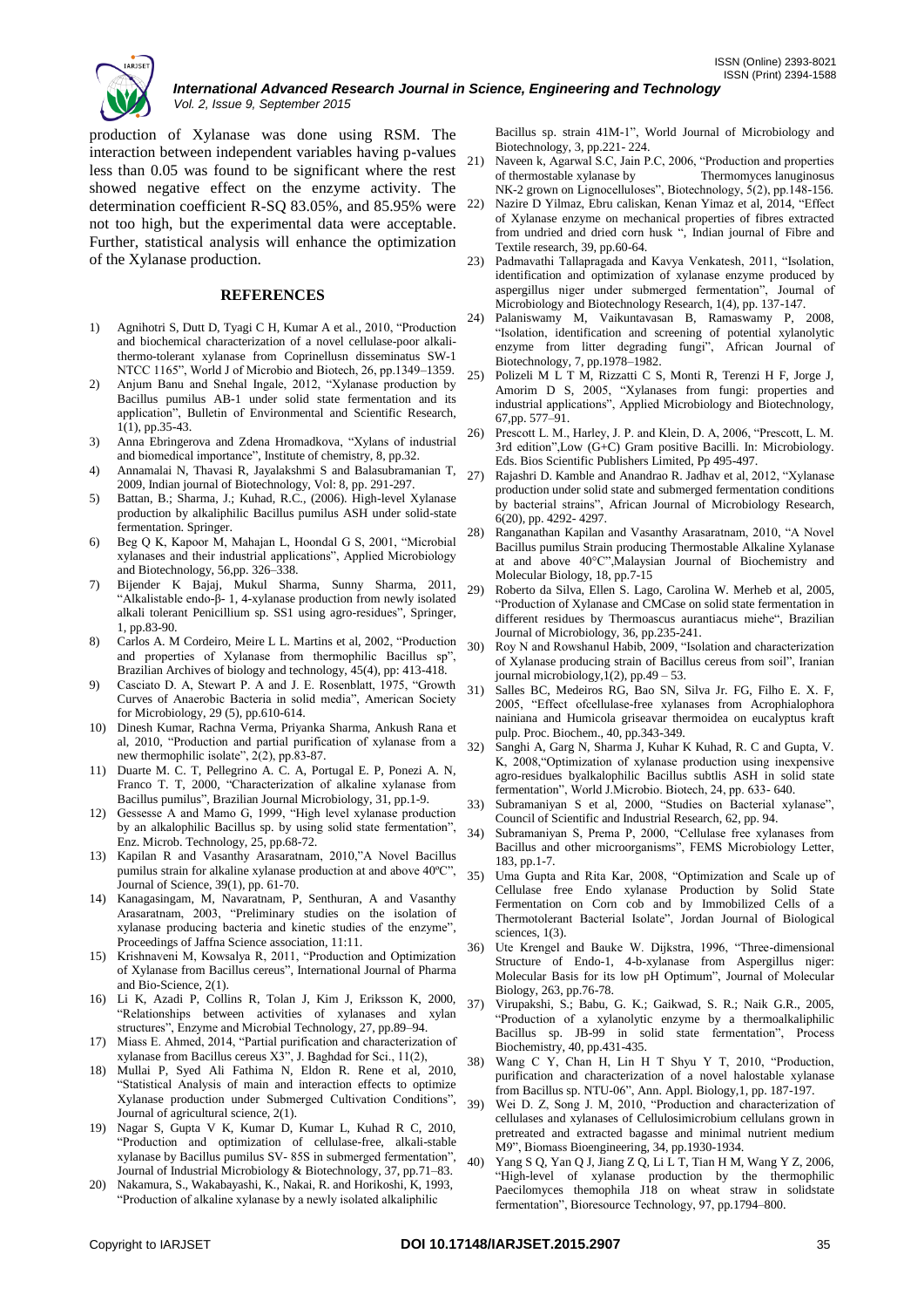production of Xylanase was done using RSM. The interaction between independent variables having p-values less than 0.05 was found to be significant where the rest showed negative effect on the enzyme activity. The determination coefficient R-SQ 83.05%, and 85.95% were not too high, but the experimental data were acceptable. Further, statistical analysis will enhance the optimization of the Xylanase production.

## REFERENCES

1) Agnihotri S, Dutt D, Tyagi C H, Kumar A et al., 2010, "Production and biochemical characterization of a novel cellulase-poor alkali-thermo-tolerant xylanase from Coprinellusn disseminatus SW-1 NTCC 1165", World J of Microbio and Biotech, 26, pp.1349–1359.
2) Anjum Banu and Snehal Ingale, 2012, "Xylanase production by Bacillus pumilus AB-1 under solid state fermentation and its application", Bulletin of Environmental and Scientific Research, 1(1), pp.35-43.
3) Anna Ebringerova and Zdena Hromadkova, "Xylans of industrial and biomedical importance", Institute of chemistry, 8, pp.32.
4) Annamalai N, Thavasi R, Jayalakshmi S and Balasubramanian T, 2009, Indian journal of Biotechnology, Vol: 8, pp. 291-297.
5) Battan, B.; Sharma, J.; Kuhad, R.C., (2006). High-level Xylanase production by alkaliphilic Bacillus pumilus ASH under solid-state fermentation. Springer.
6) Beg Q K, Kapoor M, Mahajan L, Hoondal G S, 2001, "Microbial xylanases and their industrial applications", Applied Microbiology and Biotechnology, 56,pp. 326–338.
7) Bijender K Bajaj, Mukul Sharma, Sunny Sharma, 2011, "Alkalistable endo-β- 1, 4-xylanase production from newly isolated alkali tolerant Penicillium sp. SS1 using agro-residues", Springer, 1, pp.83-90.
8) Carlos A. M Cordeiro, Meire L L. Martins et al, 2002, "Production and properties of Xylanase from thermophilic Bacillus sp", Brazilian Archives of biology and technology, 45(4), pp: 413-418.
9) Casciato D. A, Stewart P. A and J. E. Rosenblatt, 1975, "Growth Curves of Anaerobic Bacteria in solid media", American Society for Microbiology, 29 (5), pp.610-614.
10) Dinesh Kumar, Rachna Verma, Priyanka Sharma, Ankush Rana et al, 2010, "Production and partial purification of xylanase from a new thermophilic isolate", 2(2), pp.83-87.
11) Duarte M. C. T, Pellegrino A. C. A, Portugal E. P, Ponezi A. N, Franco T. T, 2000, "Characterization of alkaline xylanase from Bacillus pumilus", Brazilian Journal Microbiology, 31, pp.1-9.
12) Gessesse A and Mamo G, 1999, "High level xylanase production by an alkalophilic Bacillus sp. by using solid state fermentation", Enz. Microb. Technology, 25, pp.68-72.
13) Kapilan R and Vasanthy Arasaratnam, 2010,"A Novel Bacillus pumilus strain for alkaline xylanase production at and above 40ºC", Journal of Science, 39(1), pp. 61-70.
14) Kanagasingam, M, Navaratnam, P, Senthuran, A and Vasanthy Arasaratnam, 2003, "Preliminary studies on the isolation of xylanase producing bacteria and kinetic studies of the enzyme", Proceedings of Jaffna Science association, 11:11.
15) Krishnaveni M, Kowsalya R, 2011, "Production and Optimization of Xylanase from Bacillus cereus", International Journal of Pharma and Bio-Science, 2(1).
16) Li K, Azadi P, Collins R, Tolan J, Kim J, Eriksson K, 2000, "Relationships between activities of xylanases and xylan structures", Enzyme and Microbial Technology, 27, pp.89–94.
17) Miass E. Ahmed, 2014, "Partial purification and characterization of xylanase from Bacillus cereus X3", J. Baghdad for Sci., 11(2),
18) Mullai P, Syed Ali Fathima N, Eldon R. Rene et al, 2010, "Statistical Analysis of main and interaction effects to optimize Xylanase production under Submerged Cultivation Conditions", Journal of agricultural science, 2(1).
19) Nagar S, Gupta V K, Kumar D, Kumar L, Kuhad R C, 2010, "Production and optimization of cellulase-free, alkali-stable xylanase by Bacillus pumilus SV- 85S in submerged fermentation", Journal of Industrial Microbiology & Biotechnology, 37, pp.71–83.
20) Nakamura, S., Wakabayashi, K., Nakai, R. and Horikoshi, K, 1993, "Production of alkaline xylanase by a newly isolated alkaliphilic Bacillus sp. strain 41M-1", World Journal of Microbiology and Biotechnology, 3, pp.221- 224.
21) Naveen k, Agarwal S.C, Jain P.C, 2006, "Production and properties of thermostable xylanase by Thermomyces lanuginosus NK-2 grown on Lignocelluloses", Biotechnology, 5(2), pp.148-156.
22) Nazire D Yilmaz, Ebru caliskan, Kenan Yimaz et al, 2014, "Effect of Xylanase enzyme on mechanical properties of fibres extracted from undried and dried corn husk ", Indian journal of Fibre and Textile research, 39, pp.60-64.
23) Padmavathi Tallapragada and Kavya Venkatesh, 2011, "Isolation, identification and optimization of xylanase enzyme produced by aspergillus niger under submerged fermentation", Journal of Microbiology and Biotechnology Research, 1(4), pp. 137-147.
24) Palaniswamy M, Vaikuntavasan B, Ramaswamy P, 2008, "Isolation, identification and screening of potential xylanolytic enzyme from litter degrading fungi", African Journal of Biotechnology, 7, pp.1978–1982.
25) Polizeli M L T M, Rizzatti C S, Monti R, Terenzi H F, Jorge J, Amorim D S, 2005, "Xylanases from fungi: properties and industrial applications", Applied Microbiology and Biotechnology, 67,pp. 577–91.
26) Prescott L. M., Harley, J. P. and Klein, D. A, 2006, "Prescott, L. M. 3rd edition",Low (G+C) Gram positive Bacilli. In: Microbiology. Eds. Bios Scientific Publishers Limited, Pp 495-497.
27) Rajashri D. Kamble and Anandrao R. Jadhav et al, 2012, "Xylanase production under solid state and submerged fermentation conditions by bacterial strains", African Journal of Microbiology Research, 6(20), pp. 4292- 4297.
28) Ranganathan Kapilan and Vasanthy Arasaratnam, 2010, "A Novel Bacillus pumilus Strain producing Thermostable Alkaline Xylanase at and above 40°C",Malaysian Journal of Biochemistry and Molecular Biology, 18, pp.7-15
29) Roberto da Silva, Ellen S. Lago, Carolina W. Merheb et al, 2005, "Production of Xylanase and CMCase on solid state fermentation in different residues by Thermoascus aurantiacus miehe", Brazilian Journal of Microbiology, 36, pp.235-241.
30) Roy N and Rowshanul Habib, 2009, "Isolation and characterization of Xylanase producing strain of Bacillus cereus from soil", Iranian journal microbiology,1(2), pp.49 – 53.
31) Salles BC, Medeiros RG, Bao SN, Silva Jr. FG, Filho E. X. F, 2005, "Effect ofcellulase-free xylanases from Acrophialophora nainiana and Humicola griseavar thermoidea on eucalyptus kraft pulp. Proc. Biochem., 40, pp.343-349.
32) Sanghi A, Garg N, Sharma J, Kuhar K Kuhad, R. C and Gupta, V. K, 2008,"Optimization of xylanase production using inexpensive agro-residues byalkalophilic Bacillus subtlis ASH in solid state fermentation", World J.Microbio. Biotech, 24, pp. 633- 640.
33) Subramaniyan S et al, 2000, "Studies on Bacterial xylanase", Council of Scientific and Industrial Research, 62, pp. 94.
34) Subramaniyan S, Prema P, 2000, "Cellulase free xylanases from Bacillus and other microorganisms", FEMS Microbiology Letter, 183, pp.1-7.
35) Uma Gupta and Rita Kar, 2008, "Optimization and Scale up of Cellulase free Endo xylanase Production by Solid State Fermentation on Corn cob and by Immobilized Cells of a Thermotolerant Bacterial Isolate", Jordan Journal of Biological sciences, 1(3).
36) Ute Krengel and Bauke W. Dijkstra, 1996, "Three-dimensional Structure of Endo-1, 4-b-xylanase from Aspergillus niger: Molecular Basis for its low pH Optimum", Journal of Molecular Biology, 263, pp.76-78.
37) Virupakshi, S.; Babu, G. K.; Gaikwad, S. R.; Naik G.R., 2005, "Production of a xylanolytic enzyme by a thermoalkaliphilic Bacillus sp. JB-99 in solid state fermentation", Process Biochemistry, 40, pp.431-435.
38) Wang C Y, Chan H, Lin H T Shyu Y T, 2010, "Production, purification and characterization of a novel halostable xylanase from Bacillus sp. NTU-06", Ann. Appl. Biology,1, pp. 187-197.
39) Wei D. Z, Song J. M, 2010, "Production and characterization of cellulases and xylanases of Cellulosimicrobium cellulans grown in pretreated and extracted bagasse and minimal nutrient medium M9", Biomass Bioengineering, 34, pp.1930-1934.
40) Yang S Q, Yan Q J, Jiang Z Q, Li L T, Tian H M, Wang Y Z, 2006, "High-level of xylanase production by the thermophilic Paecilomyces themophila J18 on wheat straw in solidstate fermentation", Bioresource Technology, 97, pp.1794–800.